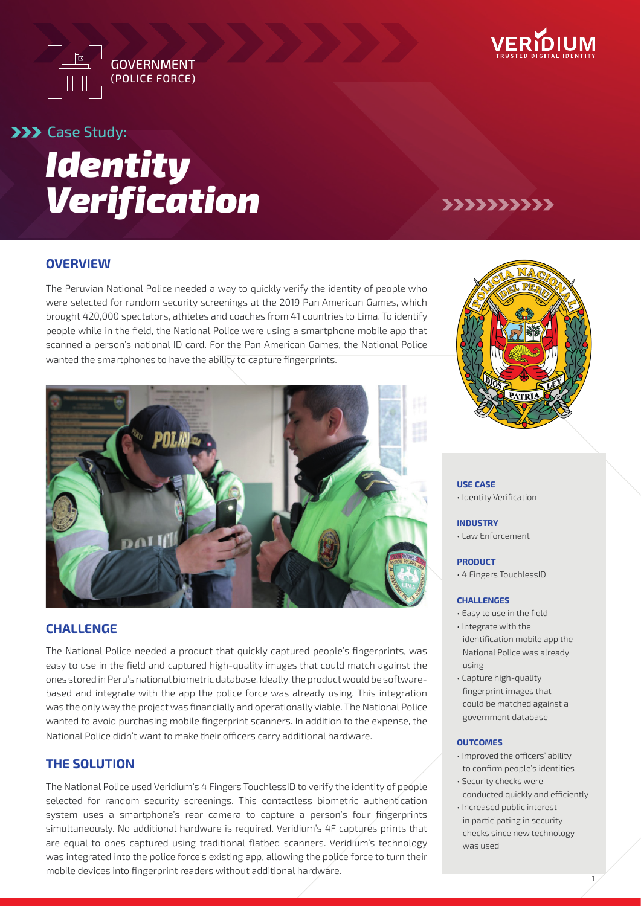GOVERNMENT
(POLICE FORCE)

VERIDIUM
TRUSTED DIGITAL IDENTITY

Case Study:

# *Identity Verification*

## OVERVIEW

The Peruvian National Police needed a way to quickly verify the identity of people who were selected for random security screenings at the 2019 Pan American Games, which brought 420,000 spectators, athletes and coaches from 41 countries to Lima. To identify people while in the field, the National Police were using a smartphone mobile app that scanned a person's national ID card. For the Pan American Games, the National Police wanted the smartphones to have the ability to capture fingerprints.

## CHALLENGE

The National Police needed a product that quickly captured people's fingerprints, was easy to use in the field and captured high-quality images that could match against the ones stored in Peru's national biometric database. Ideally, the product would be software-based and integrate with the app the police force was already using. This integration was the only way the project was financially and operationally viable. The National Police wanted to avoid purchasing mobile fingerprint scanners. In addition to the expense, the National Police didn't want to make their officers carry additional hardware.

## THE SOLUTION

The National Police used Veridium's 4 Fingers TouchlessID to verify the identity of people selected for random security screenings. This contactless biometric authentication system uses a smartphone's rear camera to capture a person's four fingerprints simultaneously. No additional hardware is required. Veridium's 4F captures prints that are equal to ones captured using traditional flatbed scanners. Veridium's technology was integrated into the police force's existing app, allowing the police force to turn their mobile devices into fingerprint readers without additional hardware.

**USE CASE**
- Identity Verification

**INDUSTRY**
- Law Enforcement

**PRODUCT**
- 4 Fingers TouchlessID

**CHALLENGES**
- Easy to use in the field
- Integrate with the identification mobile app the National Police was already using
- Capture high-quality fingerprint images that could be matched against a government database

**OUTCOMES**
- Improved the officers' ability to confirm people's identities
- Security checks were conducted quickly and efficiently
- Increased public interest in participating in security checks since new technology was used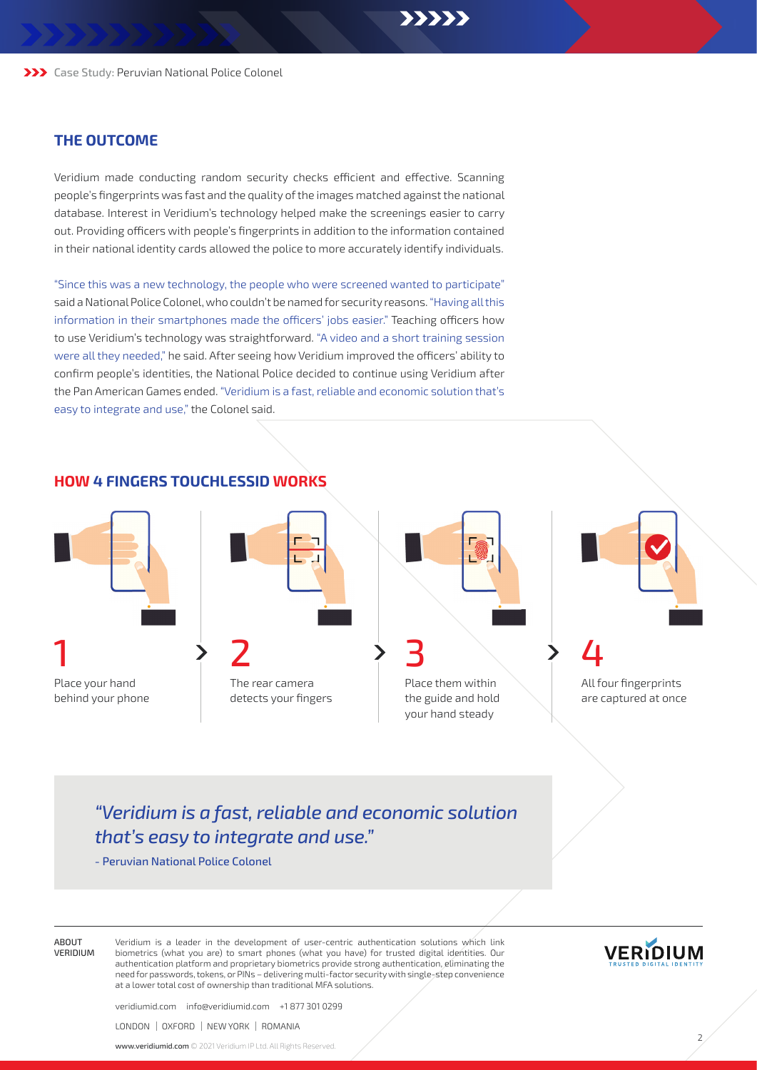## THE OUTCOME

Veridium made conducting random security checks efficient and effective. Scanning people's fingerprints was fast and the quality of the images matched against the national database. Interest in Veridium's technology helped make the screenings easier to carry out. Providing officers with people's fingerprints in addition to the information contained in their national identity cards allowed the police to more accurately identify individuals.

"Since this was a new technology, the people who were screened wanted to participate" said a National Police Colonel, who couldn't be named for security reasons. "Having all this information in their smartphones made the officers' jobs easier." Teaching officers how to use Veridium's technology was straightforward. "A video and a short training session were all they needed," he said. After seeing how Veridium improved the officers' ability to confirm people's identities, the National Police decided to continue using Veridium after the Pan American Games ended. "Veridium is a fast, reliable and economic solution that's easy to integrate and use," the Colonel said.

## HOW 4 FINGERS TOUCHLESSID WORKS

1 Place your hand behind your phone

2 The rear camera detects your fingers

3 Place them within the guide and hold your hand steady

4 All four fingerprints are captured at once

> *"Veridium is a fast, reliable and economic solution that's easy to integrate and use."*
>
> \- Peruvian National Police Colonel

ABOUT VERIDIUM

Veridium is a leader in the development of user-centric authentication solutions which link biometrics (what you are) to smart phones (what you have) for trusted digital identities. Our authentication platform and proprietary biometrics provide strong authentication, eliminating the need for passwords, tokens, or PINs – delivering multi-factor security with single-step convenience at a lower total cost of ownership than traditional MFA solutions.

veridiumid.com info@veridiumid.com +1 877 301 0299

LONDON | OXFORD | NEW YORK | ROMANIA

www.veridiumid.com © 2021 Veridium IP Ltd. All Rights Reserved.